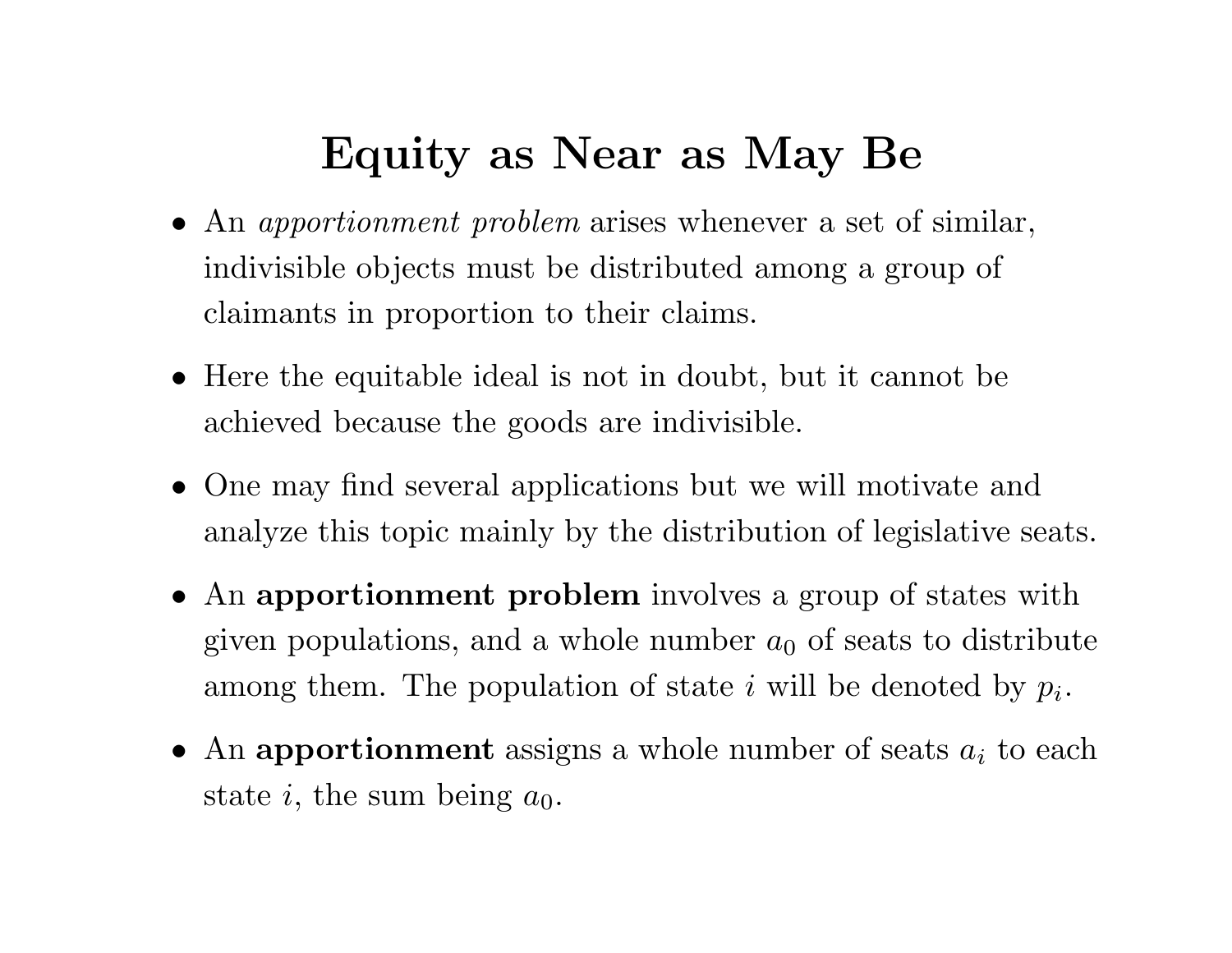# Equity as Near as May Be

- An *apportionment problem* arises whenever a set of similar, indivisible objects must be distributed among a group of claimants in proportion to their claims.
- Here the equitable ideal is not in doubt, but it cannot be achieved because the goods are indivisible.
- One may find several applications but we will motivate and analyze this topic mainly by the distribution of legislative seats.
- An **apportionment problem** involves a group of states with given populations, and a whole number $a_0$ of seats to distribute among them. The population of state $i$ will be denoted by $p_i$.
- An **apportionment** assigns a whole number of seats $a_i$ to each state $i$, the sum being $a_0$.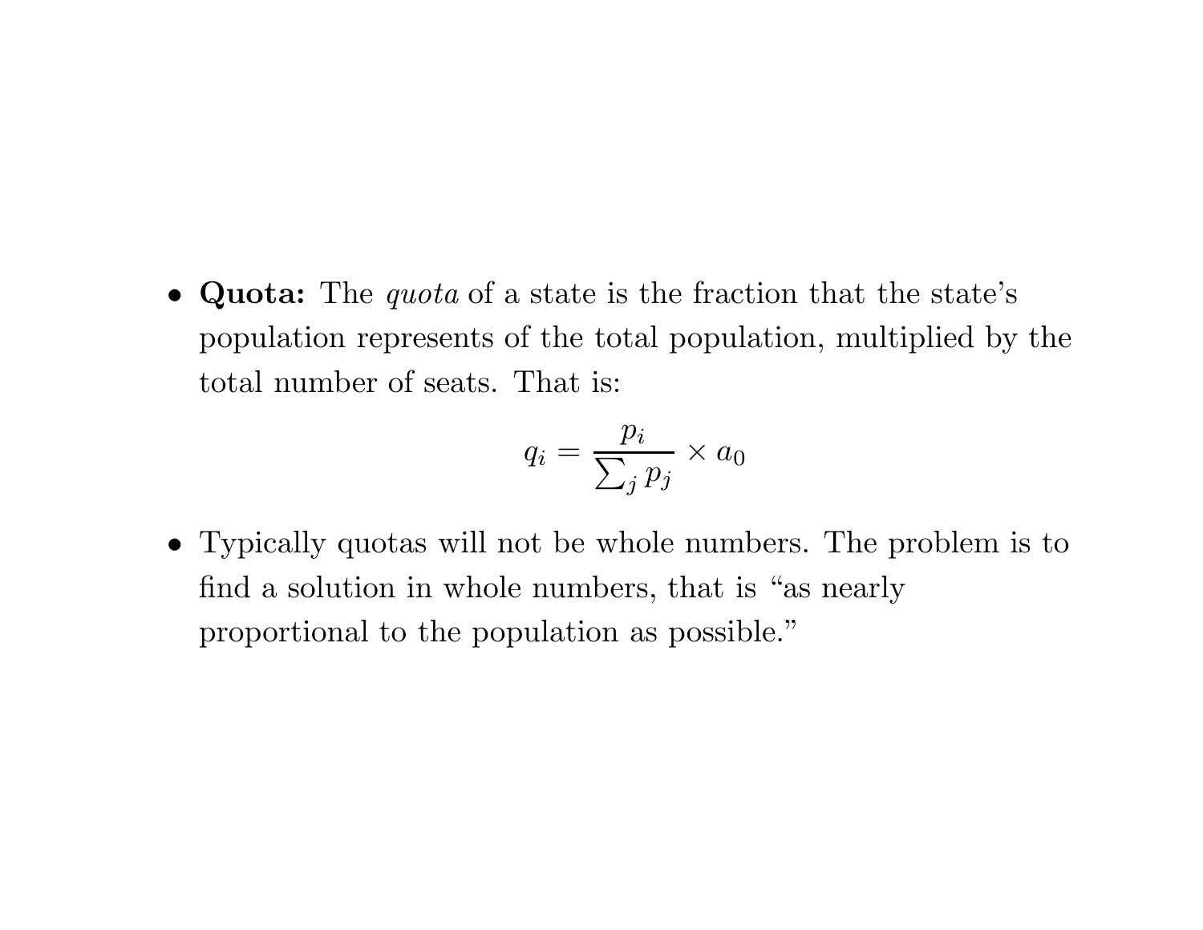- **Quota:** The *quota* of a state is the fraction that the state's population represents of the total population, multiplied by the total number of seats. That is:

$$q_i = \frac{p_i}{\sum_j p_j} \times a_0$$

- Typically quotas will not be whole numbers. The problem is to find a solution in whole numbers, that is "as nearly proportional to the population as possible."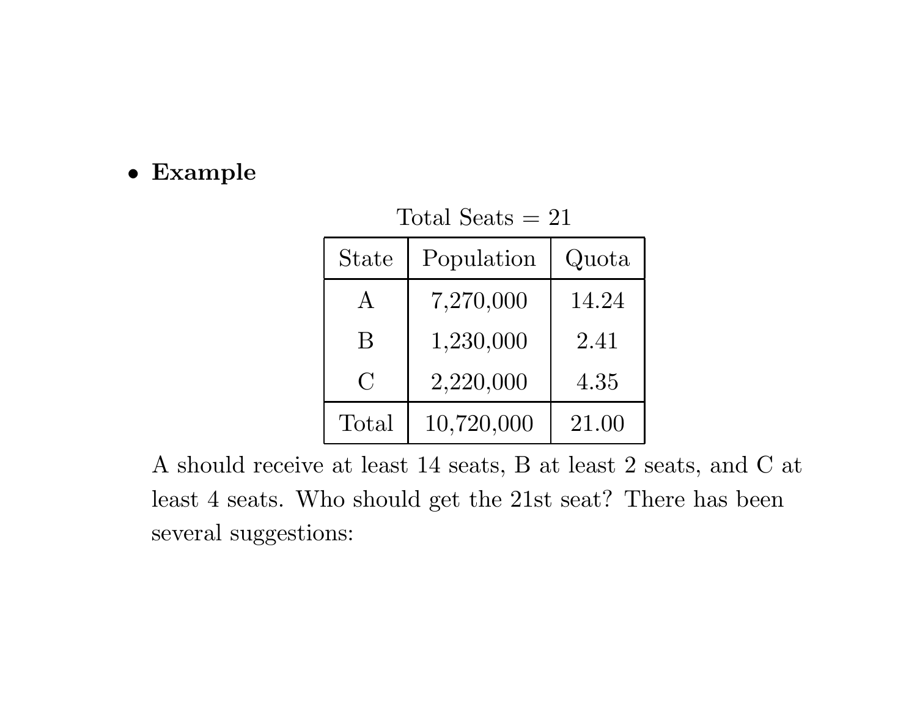- **Example**

Total Seats = 21

| State | Population | Quota |
|---|---|---|
| A | 7,270,000 | 14.24 |
| B | 1,230,000 | 2.41 |
| C | 2,220,000 | 4.35 |
| Total | 10,720,000 | 21.00 |

A should receive at least 14 seats, B at least 2 seats, and C at least 4 seats. Who should get the 21st seat? There has been several suggestions: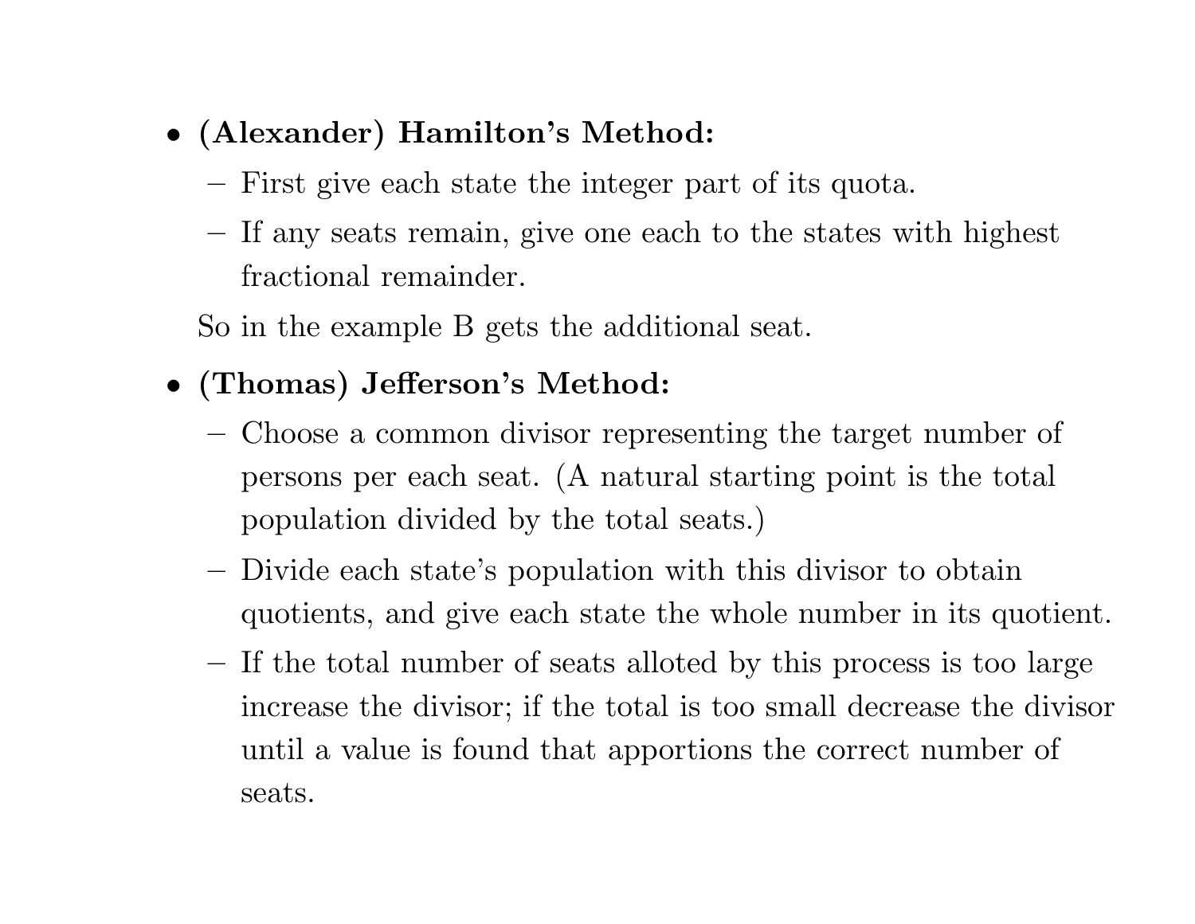- **(Alexander) Hamilton's Method:**
  - First give each state the integer part of its quota.
  - If any seats remain, give one each to the states with highest fractional remainder.

  So in the example B gets the additional seat.

- **(Thomas) Jefferson's Method:**
  - Choose a common divisor representing the target number of persons per each seat. (A natural starting point is the total population divided by the total seats.)
  - Divide each state's population with this divisor to obtain quotients, and give each state the whole number in its quotient.
  - If the total number of seats alloted by this process is too large increase the divisor; if the total is too small decrease the divisor until a value is found that apportions the correct number of seats.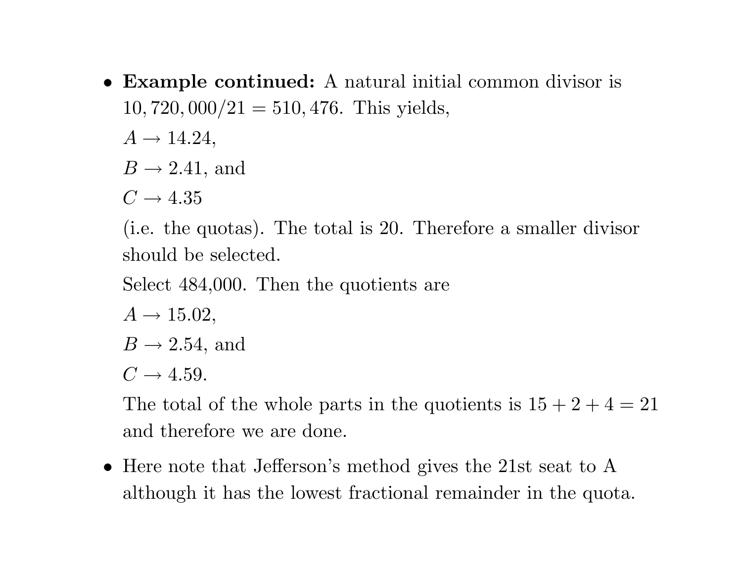- **Example continued:** A natural initial common divisor is $10,720,000/21 = 510,476$. This yields,

  $A \rightarrow 14.24$,

  $B \rightarrow 2.41$, and

  $C \rightarrow 4.35$

  (i.e. the quotas). The total is 20. Therefore a smaller divisor should be selected.

  Select 484,000. Then the quotients are

  $A \rightarrow 15.02$,

  $B \rightarrow 2.54$, and

  $C \rightarrow 4.59$.

  The total of the whole parts in the quotients is $15 + 2 + 4 = 21$ and therefore we are done.

- Here note that Jefferson's method gives the 21st seat to A although it has the lowest fractional remainder in the quota.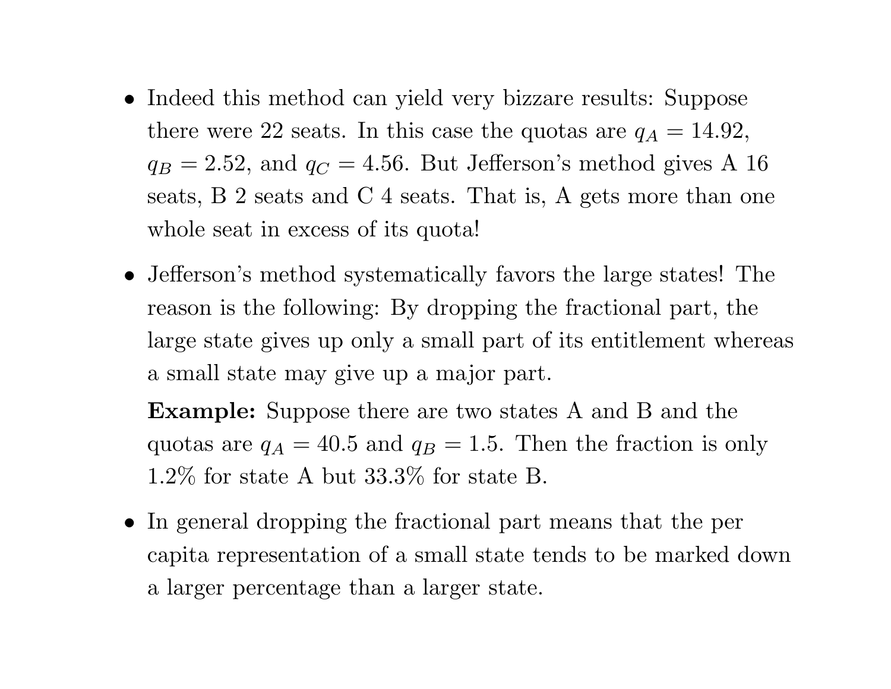- Indeed this method can yield very bizzare results: Suppose there were 22 seats. In this case the quotas are $q_A = 14.92$, $q_B = 2.52$, and $q_C = 4.56$. But Jefferson's method gives A 16 seats, B 2 seats and C 4 seats. That is, A gets more than one whole seat in excess of its quota!

- Jefferson's method systematically favors the large states! The reason is the following: By dropping the fractional part, the large state gives up only a small part of its entitlement whereas a small state may give up a major part.

  **Example:** Suppose there are two states A and B and the quotas are $q_A = 40.5$ and $q_B = 1.5$. Then the fraction is only 1.2% for state A but 33.3% for state B.

- In general dropping the fractional part means that the per capita representation of a small state tends to be marked down a larger percentage than a larger state.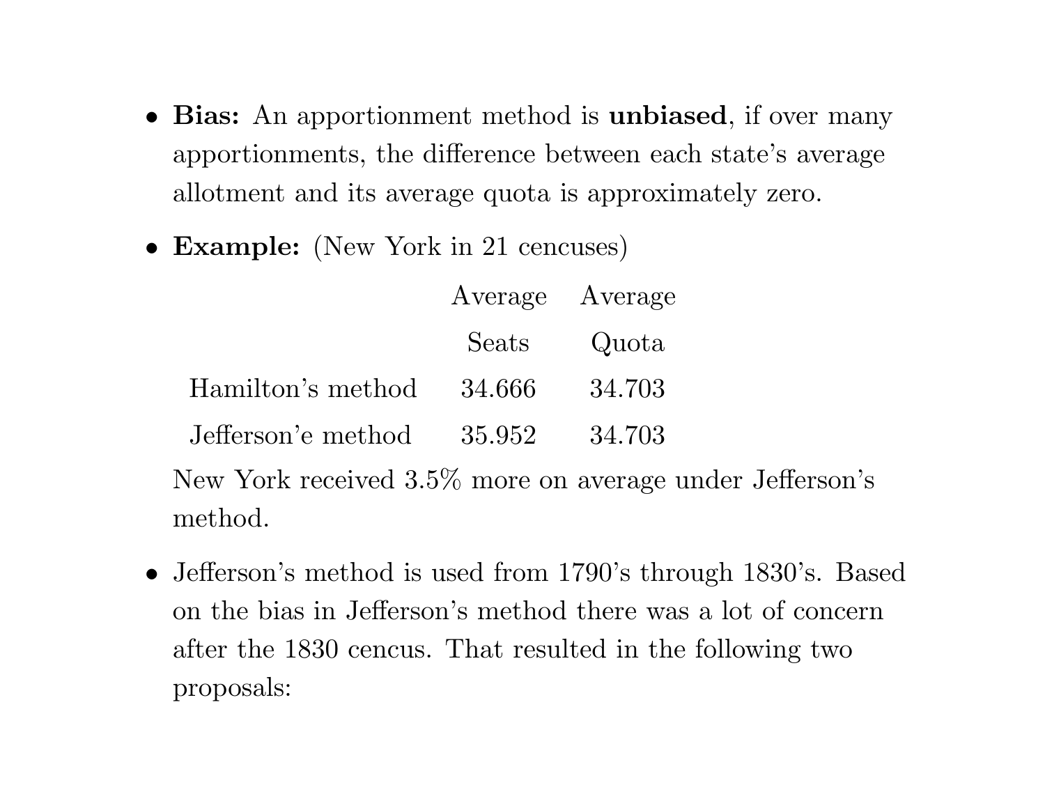- **Bias:** An apportionment method is **unbiased**, if over many apportionments, the difference between each state's average allotment and its average quota is approximately zero.

- **Example:** (New York in 21 cencuses)

| | Average Seats | Average Quota |
|---|---|---|
| Hamilton's method | 34.666 | 34.703 |
| Jefferson'e method | 35.952 | 34.703 |

  New York received 3.5% more on average under Jefferson's method.

- Jefferson's method is used from 1790's through 1830's. Based on the bias in Jefferson's method there was a lot of concern after the 1830 cencus. That resulted in the following two proposals: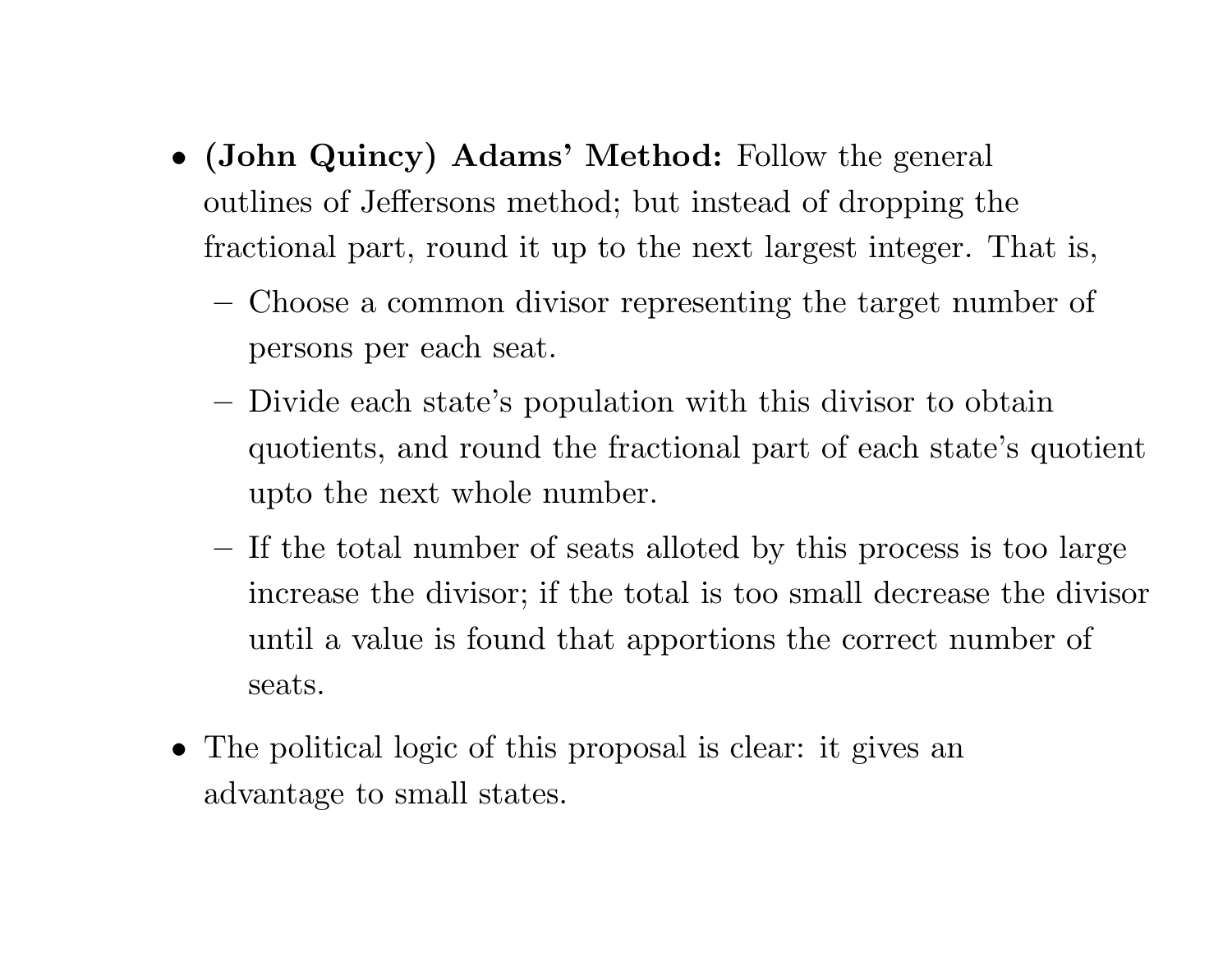- **(John Quincy) Adams' Method:** Follow the general outlines of Jeffersons method; but instead of dropping the fractional part, round it up to the next largest integer. That is,
  - Choose a common divisor representing the target number of persons per each seat.
  - Divide each state's population with this divisor to obtain quotients, and round the fractional part of each state's quotient upto the next whole number.
  - If the total number of seats alloted by this process is too large increase the divisor; if the total is too small decrease the divisor until a value is found that apportions the correct number of seats.
- The political logic of this proposal is clear: it gives an advantage to small states.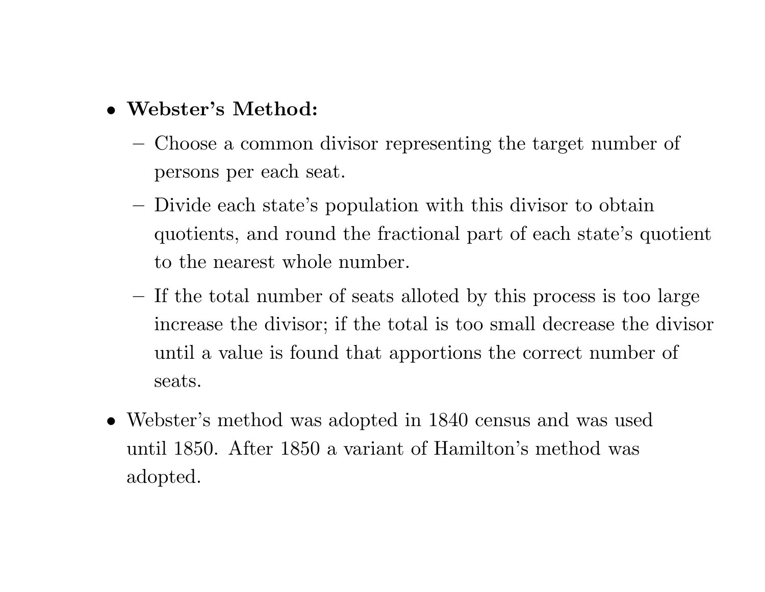- **Webster's Method:**
  - Choose a common divisor representing the target number of persons per each seat.
  - Divide each state's population with this divisor to obtain quotients, and round the fractional part of each state's quotient to the nearest whole number.
  - If the total number of seats alloted by this process is too large increase the divisor; if the total is too small decrease the divisor until a value is found that apportions the correct number of seats.
- Webster's method was adopted in 1840 census and was used until 1850. After 1850 a variant of Hamilton's method was adopted.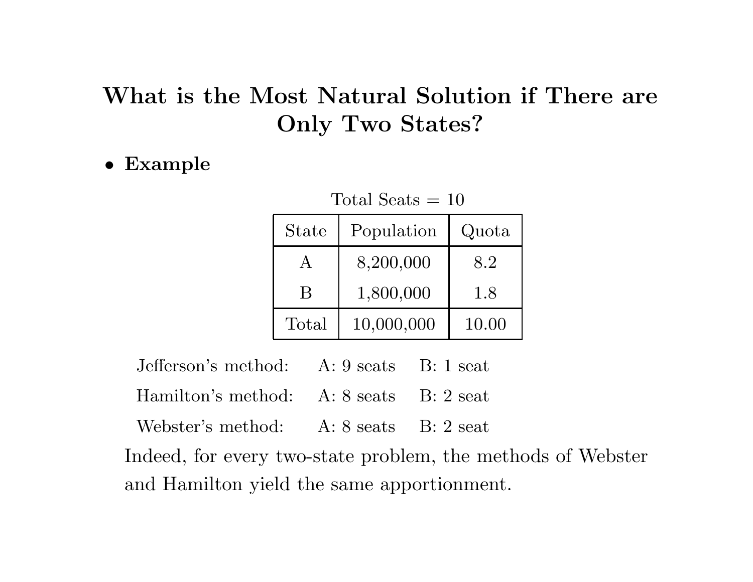# What is the Most Natural Solution if There are Only Two States?

- **Example**

Total Seats = 10

| State | Population | Quota |
|---|---|---|
| A | 8,200,000 | 8.2 |
| B | 1,800,000 | 1.8 |
| Total | 10,000,000 | 10.00 |

Jefferson's method: A: 9 seats B: 1 seat

Hamilton's method: A: 8 seats B: 2 seat

Webster's method: A: 8 seats B: 2 seat

Indeed, for every two-state problem, the methods of Webster and Hamilton yield the same apportionment.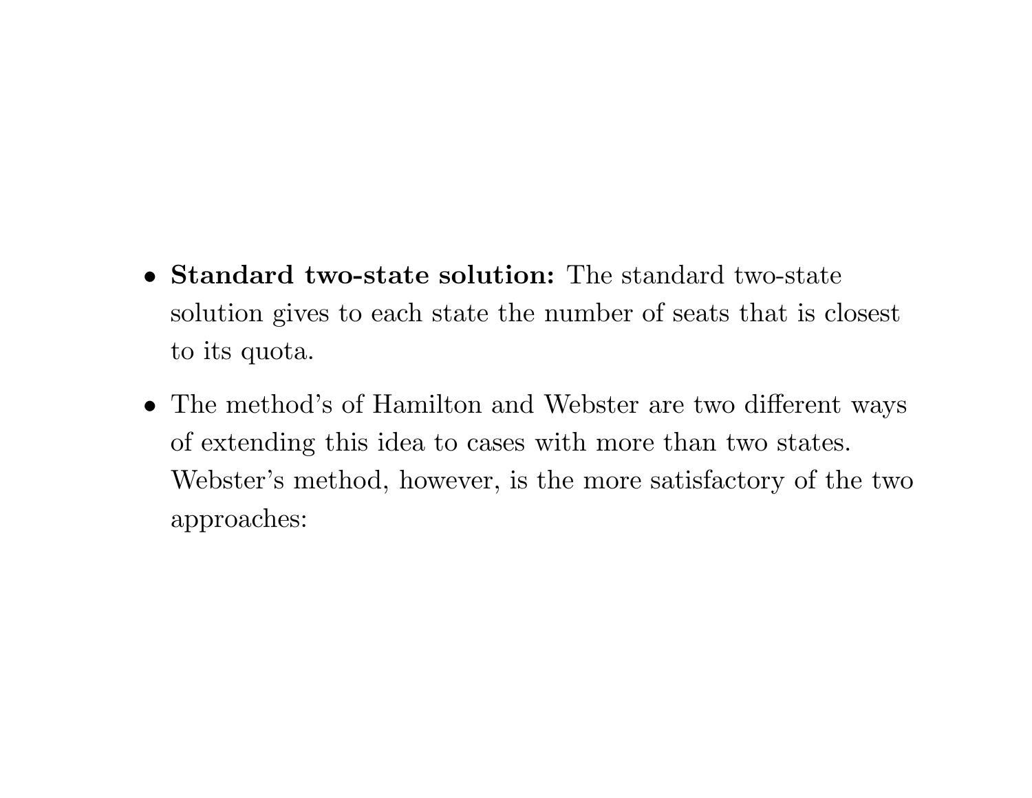- **Standard two-state solution:** The standard two-state solution gives to each state the number of seats that is closest to its quota.
- The method's of Hamilton and Webster are two different ways of extending this idea to cases with more than two states. Webster's method, however, is the more satisfactory of the two approaches: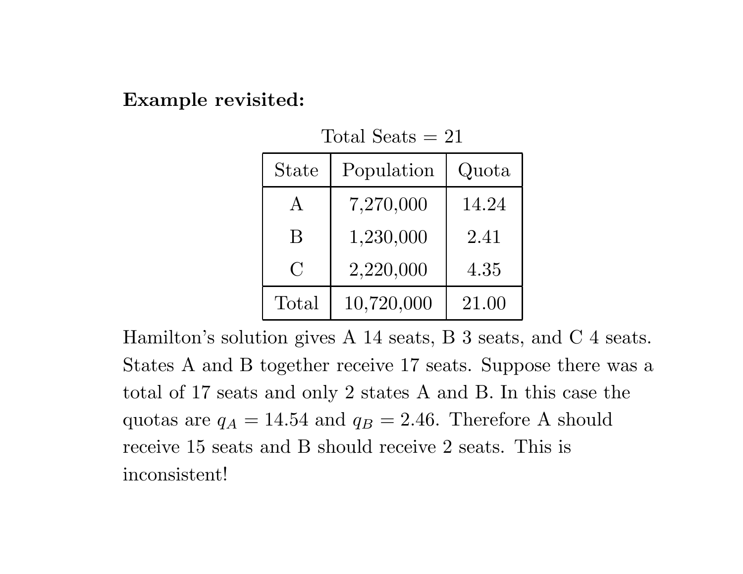**Example revisited:**

Total Seats = 21

| State | Population | Quota |
|---|---|---|
| A | 7,270,000 | 14.24 |
| B | 1,230,000 | 2.41 |
| C | 2,220,000 | 4.35 |
| Total | 10,720,000 | 21.00 |

Hamilton's solution gives A 14 seats, B 3 seats, and C 4 seats. States A and B together receive 17 seats. Suppose there was a total of 17 seats and only 2 states A and B. In this case the quotas are $q_A = 14.54$ and $q_B = 2.46$. Therefore A should receive 15 seats and B should receive 2 seats. This is inconsistent!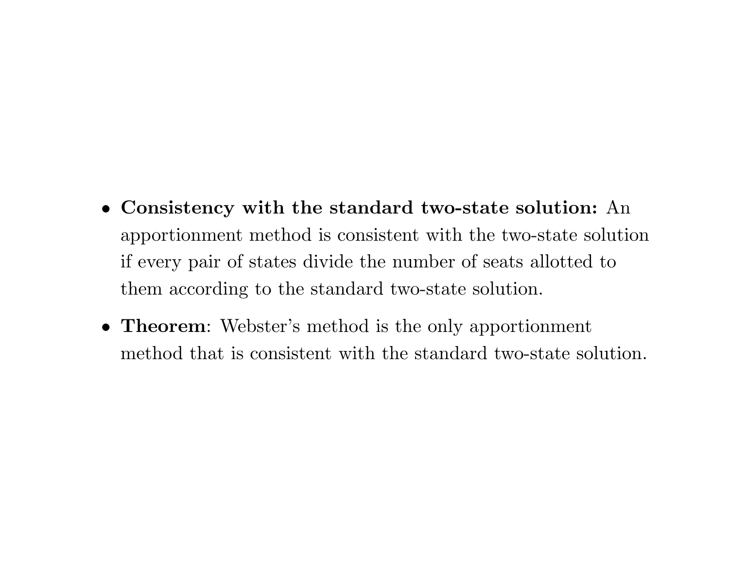- **Consistency with the standard two-state solution:** An apportionment method is consistent with the two-state solution if every pair of states divide the number of seats allotted to them according to the standard two-state solution.
- **Theorem**: Webster's method is the only apportionment method that is consistent with the standard two-state solution.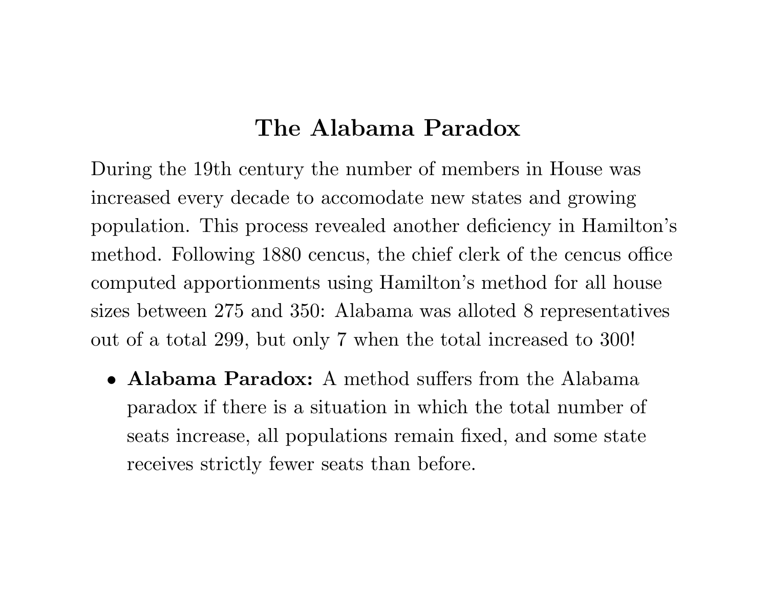# The Alabama Paradox

During the 19th century the number of members in House was increased every decade to accomodate new states and growing population. This process revealed another deficiency in Hamilton's method. Following 1880 cencus, the chief clerk of the cencus office computed apportionments using Hamilton's method for all house sizes between 275 and 350: Alabama was alloted 8 representatives out of a total 299, but only 7 when the total increased to 300!

- **Alabama Paradox:** A method suffers from the Alabama paradox if there is a situation in which the total number of seats increase, all populations remain fixed, and some state receives strictly fewer seats than before.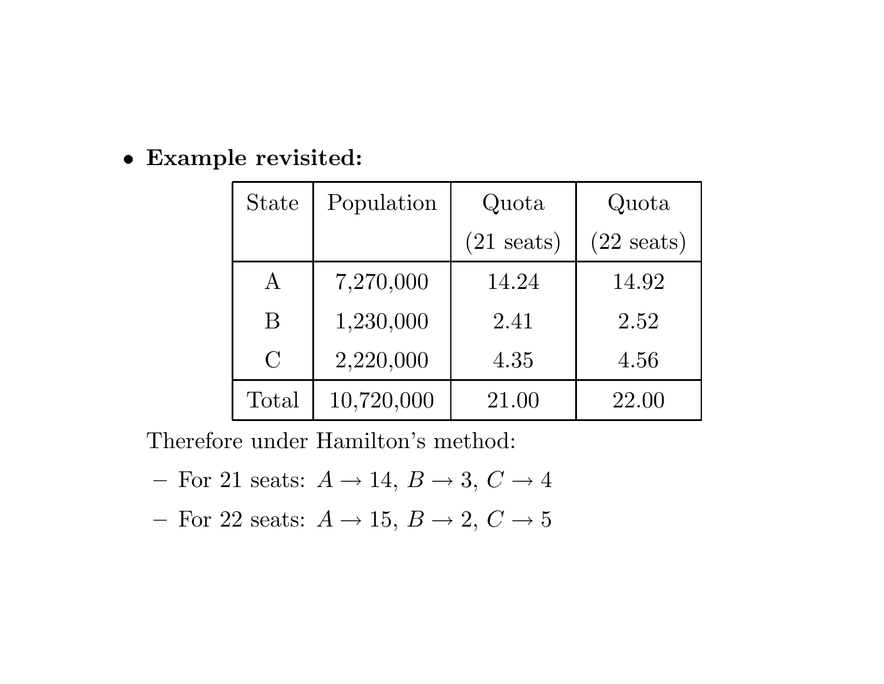- **Example revisited:**

| State | Population | Quota (21 seats) | Quota (22 seats) |
|---|---|---|---|
| A | 7,270,000 | 14.24 | 14.92 |
| B | 1,230,000 | 2.41 | 2.52 |
| C | 2,220,000 | 4.35 | 4.56 |
| Total | 10,720,000 | 21.00 | 22.00 |

Therefore under Hamilton's method:

- For 21 seats: $A \to 14$, $B \to 3$, $C \to 4$
- For 22 seats: $A \to 15$, $B \to 2$, $C \to 5$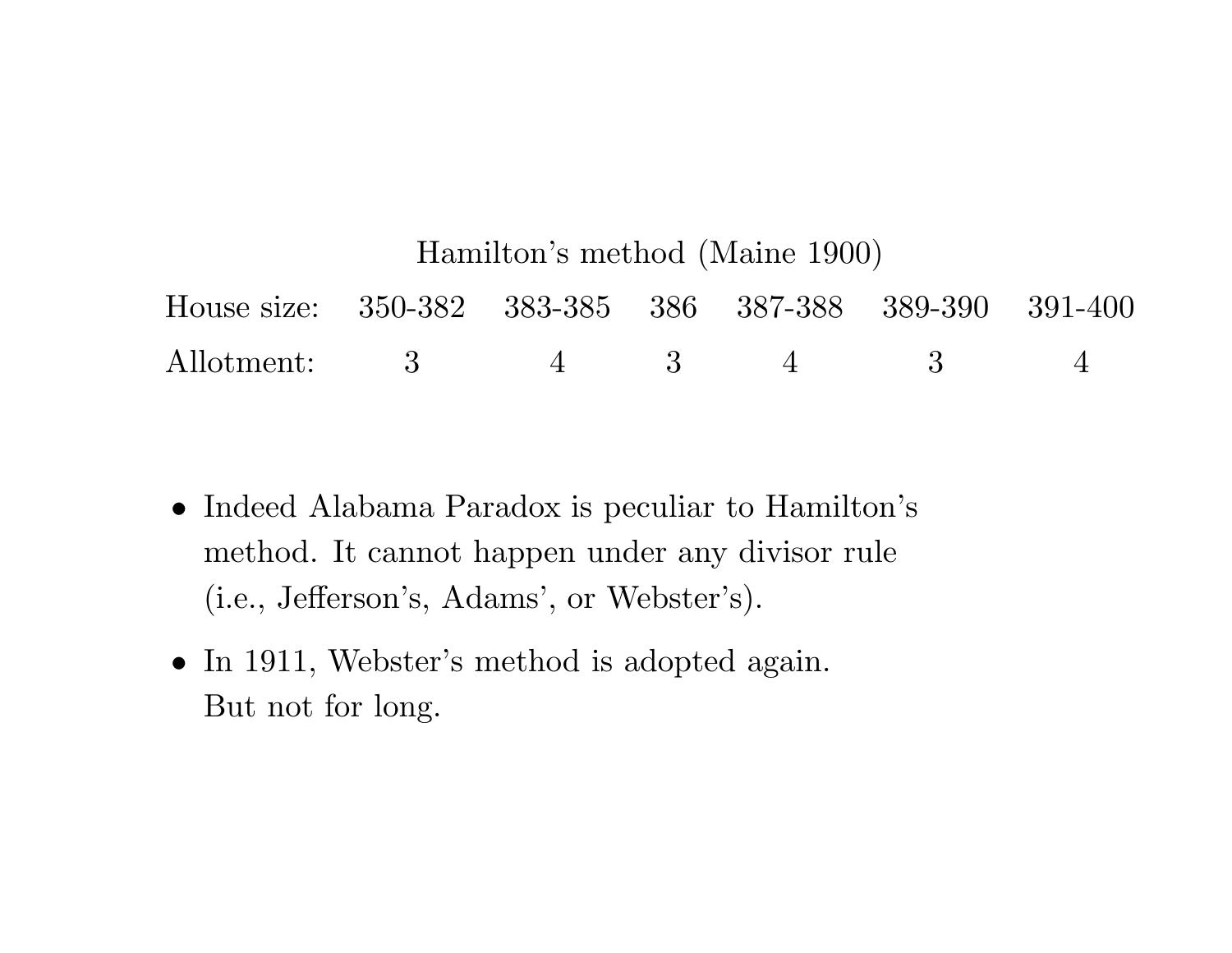Hamilton's method (Maine 1900)

| House size: | 350-382 | 383-385 | 386 | 387-388 | 389-390 | 391-400 |
|---|---|---|---|---|---|---|
| Allotment: | 3 | 4 | 3 | 4 | 3 | 4 |

- Indeed Alabama Paradox is peculiar to Hamilton's method. It cannot happen under any divisor rule (i.e., Jefferson's, Adams', or Webster's).
- In 1911, Webster's method is adopted again. But not for long.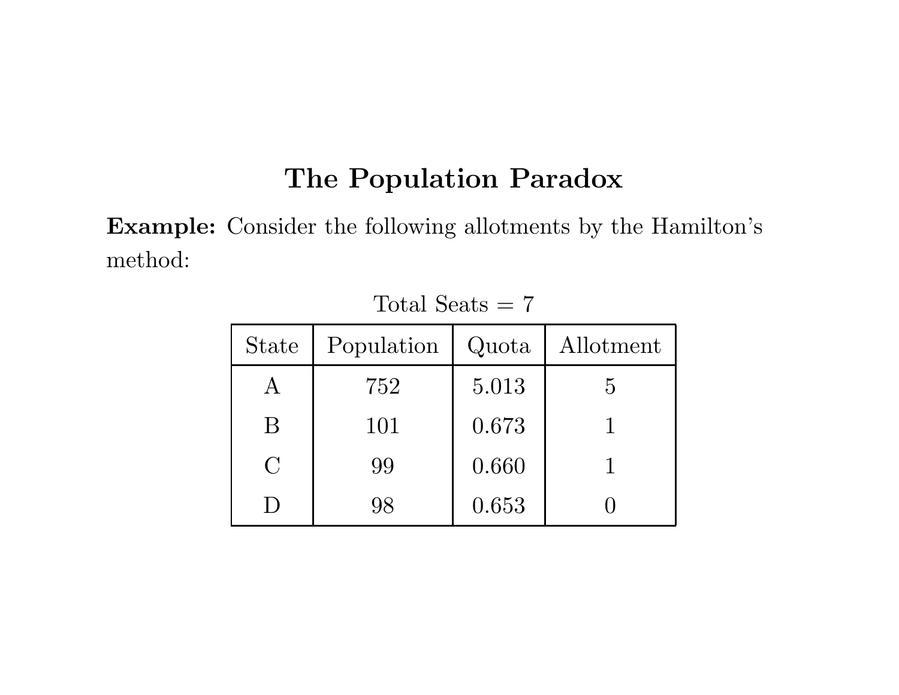# The Population Paradox

**Example:** Consider the following allotments by the Hamilton's method:

Total Seats = 7

| State | Population | Quota | Allotment |
|---|---|---|---|
| A | 752 | 5.013 | 5 |
| B | 101 | 0.673 | 1 |
| C | 99 | 0.660 | 1 |
| D | 98 | 0.653 | 0 |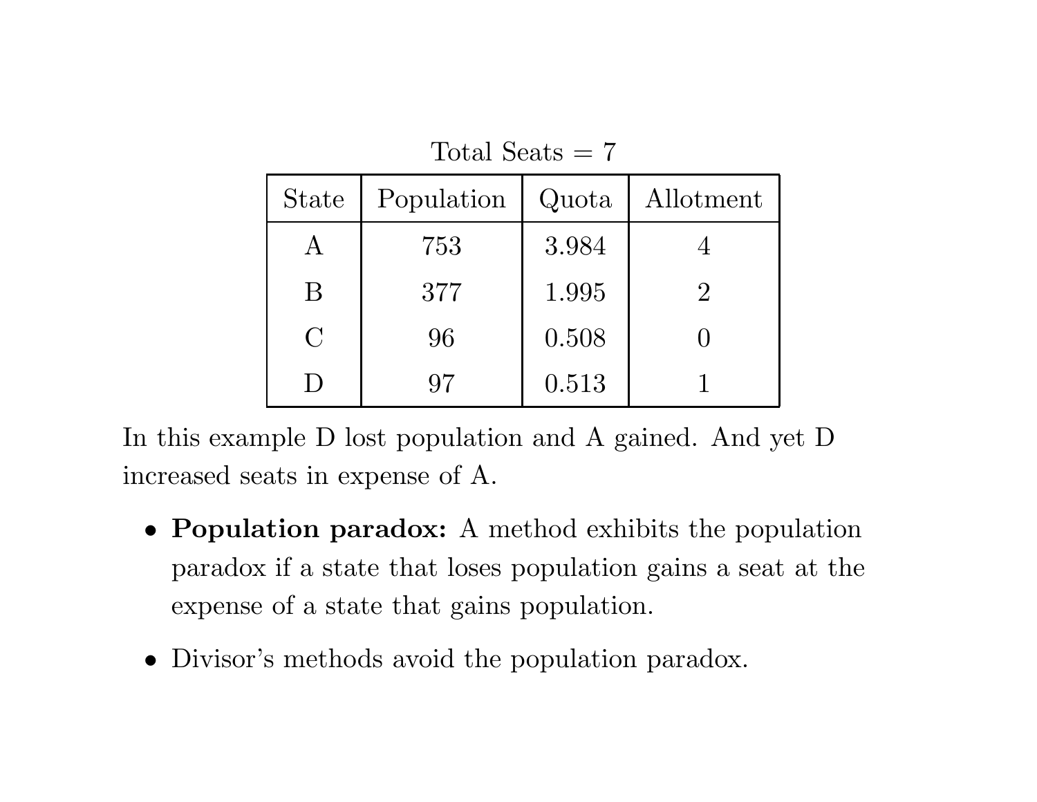Total Seats = 7

| State | Population | Quota | Allotment |
|---|---|---|---|
| A | 753 | 3.984 | 4 |
| B | 377 | 1.995 | 2 |
| C | 96 | 0.508 | 0 |
| D | 97 | 0.513 | 1 |

In this example D lost population and A gained. And yet D increased seats in expense of A.

- **Population paradox:** A method exhibits the population paradox if a state that loses population gains a seat at the expense of a state that gains population.
- Divisor's methods avoid the population paradox.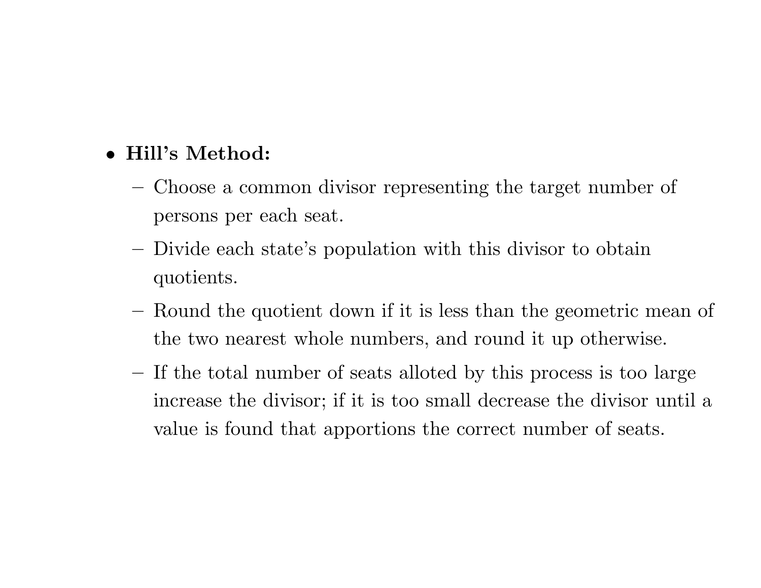- **Hill's Method:**
  - Choose a common divisor representing the target number of persons per each seat.
  - Divide each state's population with this divisor to obtain quotients.
  - Round the quotient down if it is less than the geometric mean of the two nearest whole numbers, and round it up otherwise.
  - If the total number of seats alloted by this process is too large increase the divisor; if it is too small decrease the divisor until a value is found that apportions the correct number of seats.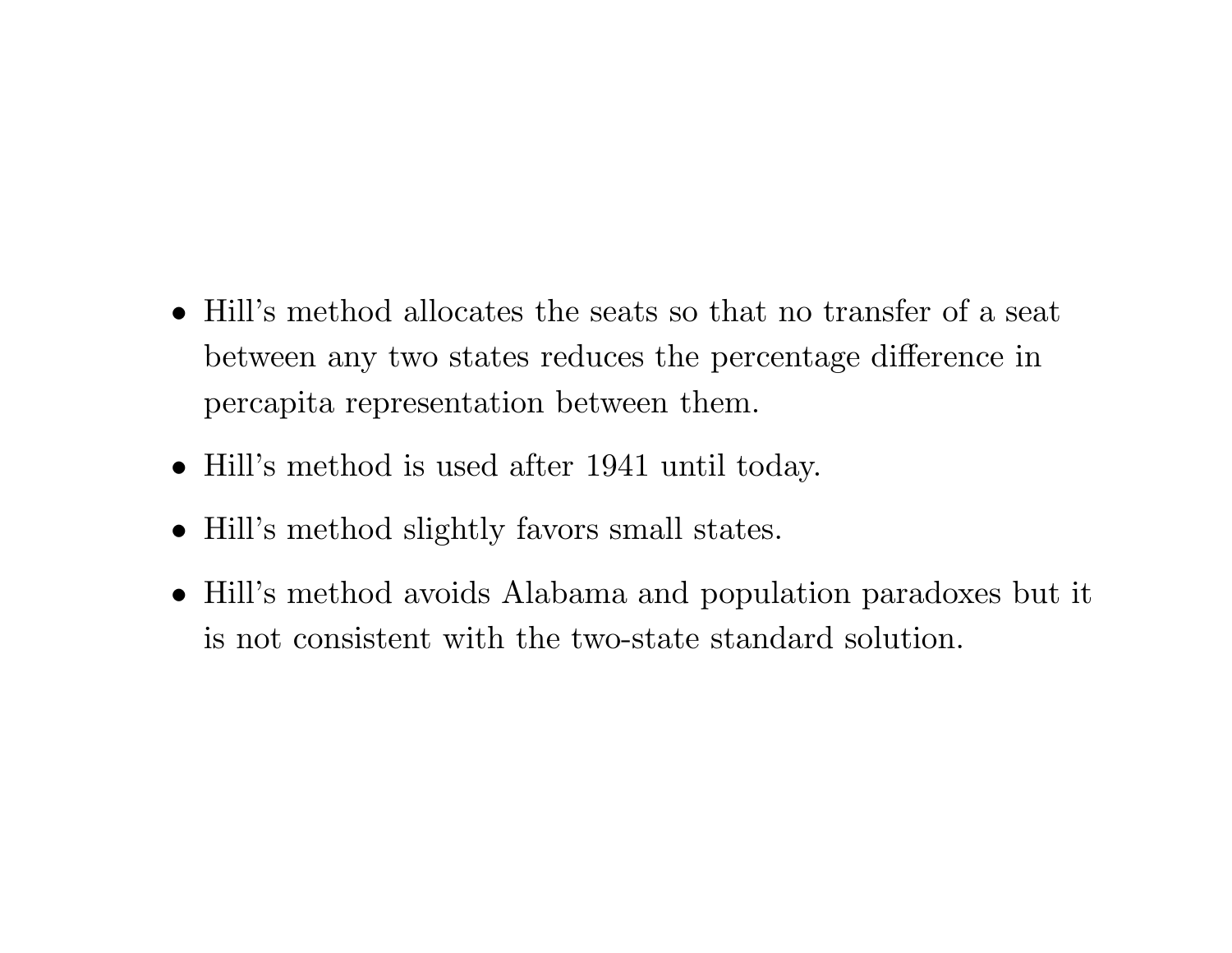- Hill's method allocates the seats so that no transfer of a seat between any two states reduces the percentage difference in percapita representation between them.
- Hill's method is used after 1941 until today.
- Hill's method slightly favors small states.
- Hill's method avoids Alabama and population paradoxes but it is not consistent with the two-state standard solution.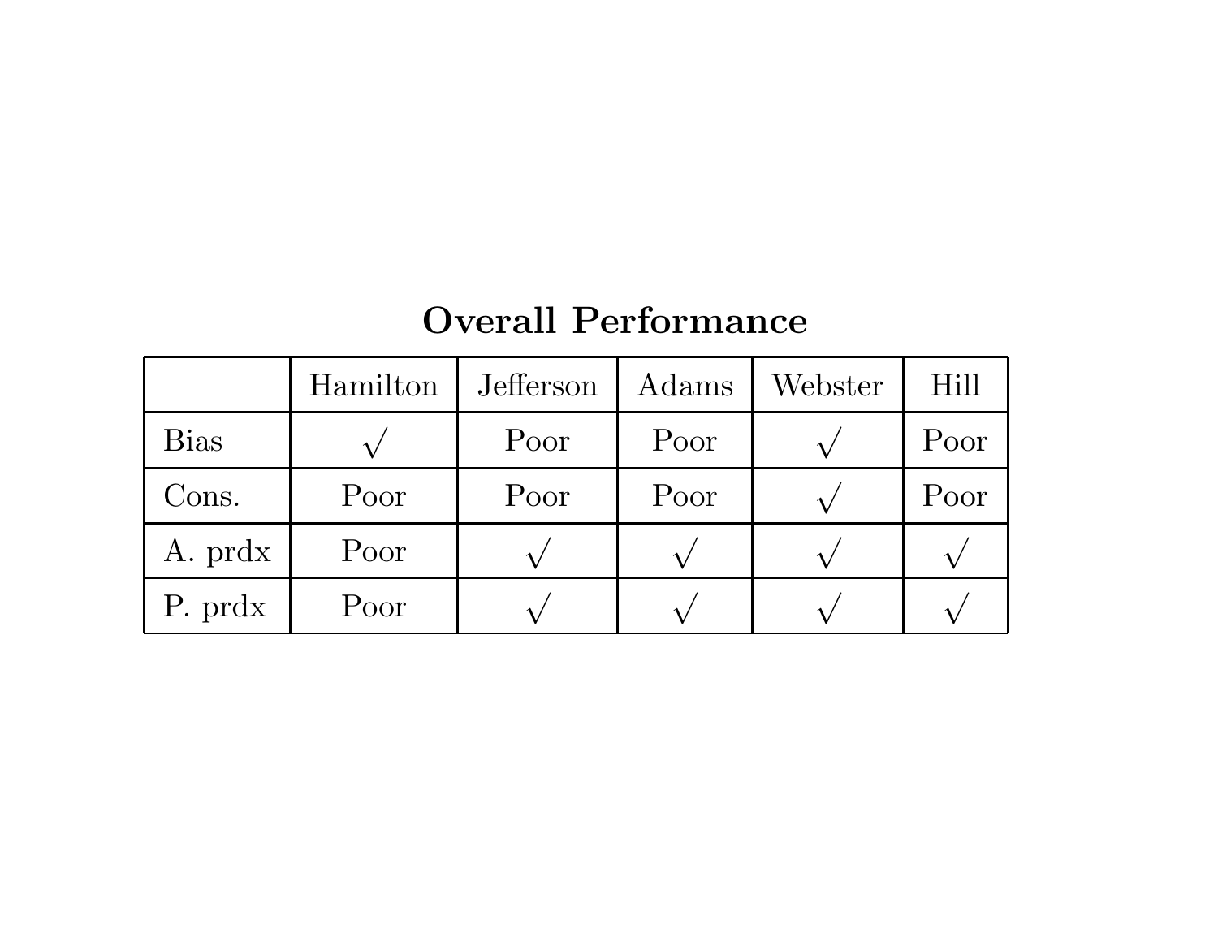## Overall Performance

| | Hamilton | Jefferson | Adams | Webster | Hill |
|---|---|---|---|---|---|
| Bias | $\surd$ | Poor | Poor | $\surd$ | Poor |
| Cons. | Poor | Poor | Poor | $\surd$ | Poor |
| A. prdx | Poor | $\surd$ | $\surd$ | $\surd$ | $\surd$ |
| P. prdx | Poor | $\surd$ | $\surd$ | $\surd$ | $\surd$ |